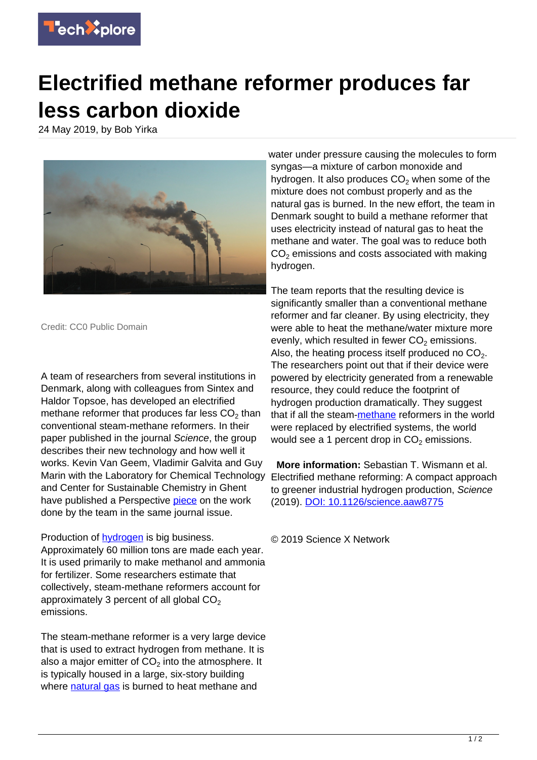# Electrified methane reformer produces far less carbon dioxide

24 May 2019, by Bob Yirka

Credit: CC0 Public Domain

A team of researchers from several institutions in Denmark, along with colleagues from Sintex and Haldor Topsoe, has developed an electrified methane reformer that produces far less $CO_2$ than conventional steam-methane reformers. In their paper published in the journal *Science*, the group describes their new technology and how well it works. Kevin Van Geem, Vladimir Galvita and Guy Marin with the Laboratory for Chemical Technology and Center for Sustainable Chemistry in Ghent have published a Perspective piece on the work done by the team in the same journal issue.

Production of hydrogen is big business. Approximately 60 million tons are made each year. It is used primarily to make methanol and ammonia for fertilizer. Some researchers estimate that collectively, steam-methane reformers account for approximately 3 percent of all global $CO_2$ emissions.

The steam-methane reformer is a very large device that is used to extract hydrogen from methane. It is also a major emitter of $CO_2$ into the atmosphere. It is typically housed in a large, six-story building where natural gas is burned to heat methane and water under pressure causing the molecules to form syngas—a mixture of carbon monoxide and hydrogen. It also produces $CO_2$ when some of the mixture does not combust properly and as the natural gas is burned. In the new effort, the team in Denmark sought to build a methane reformer that uses electricity instead of natural gas to heat the methane and water. The goal was to reduce both $CO_2$ emissions and costs associated with making hydrogen.

The team reports that the resulting device is significantly smaller than a conventional methane reformer and far cleaner. By using electricity, they were able to heat the methane/water mixture more evenly, which resulted in fewer $CO_2$ emissions. Also, the heating process itself produced no $CO_2$. The researchers point out that if their device were powered by electricity generated from a renewable resource, they could reduce the footprint of hydrogen production dramatically. They suggest that if all the steam-methane reformers in the world were replaced by electrified systems, the world would see a 1 percent drop in $CO_2$ emissions.

**More information:** Sebastian T. Wismann et al. Electrified methane reforming: A compact approach to greener industrial hydrogen production, *Science* (2019). DOI: 10.1126/science.aaw8775

© 2019 Science X Network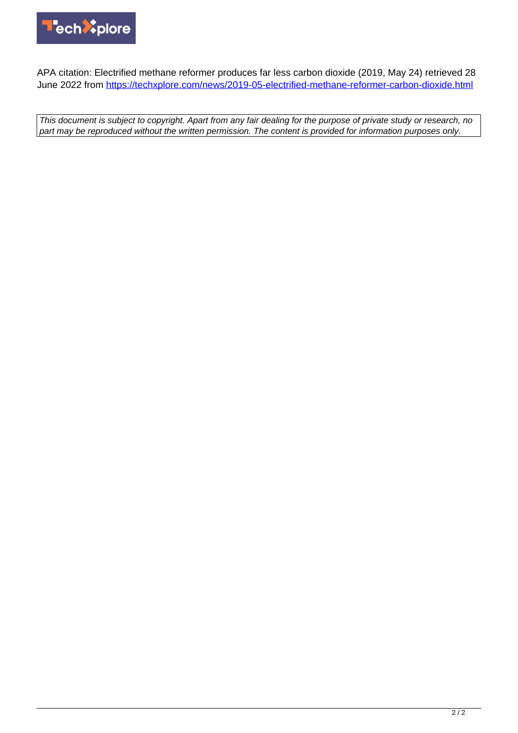APA citation: Electrified methane reformer produces far less carbon dioxide (2019, May 24) retrieved 28 June 2022 from https://techxplore.com/news/2019-05-electrified-methane-reformer-carbon-dioxide.html

*This document is subject to copyright. Apart from any fair dealing for the purpose of private study or research, no part may be reproduced without the written permission. The content is provided for information purposes only.*